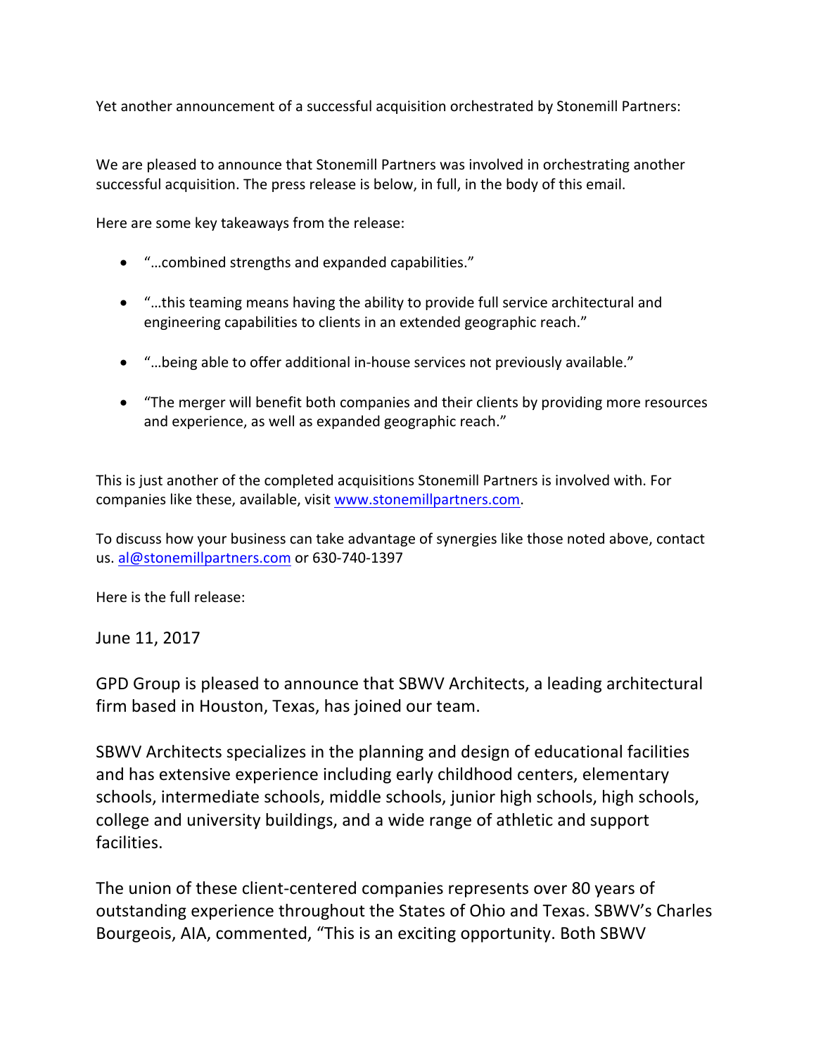Yet another announcement of a successful acquisition orchestrated by Stonemill Partners:

We are pleased to announce that Stonemill Partners was involved in orchestrating another successful acquisition. The press release is below, in full, in the body of this email.

Here are some key takeaways from the release:

- "…combined strengths and expanded capabilities."
- "…this teaming means having the ability to provide full service architectural and engineering capabilities to clients in an extended geographic reach."
- "…being able to offer additional in-house services not previously available."
- "The merger will benefit both companies and their clients by providing more resources and experience, as well as expanded geographic reach."

This is just another of the completed acquisitions Stonemill Partners is involved with. For companies like these, available, visit [www.stonemillpartners.com](http://www.stonemillpartners.com).

To discuss how your business can take advantage of synergies like those noted above, contact us. [al@stonemillpartners.com](mailto:al@stonemillpartners.com) or 630-740-1397

Here is the full release:

June 11, 2017

GPD Group is pleased to announce that SBWV Architects, a leading architectural firm based in Houston, Texas, has joined our team.

SBWV Architects specializes in the planning and design of educational facilities and has extensive experience including early childhood centers, elementary schools, intermediate schools, middle schools, junior high schools, high schools, college and university buildings, and a wide range of athletic and support facilities.

The union of these client-centered companies represents over 80 years of outstanding experience throughout the States of Ohio and Texas. SBWV's Charles Bourgeois, AIA, commented, "This is an exciting opportunity. Both SBWV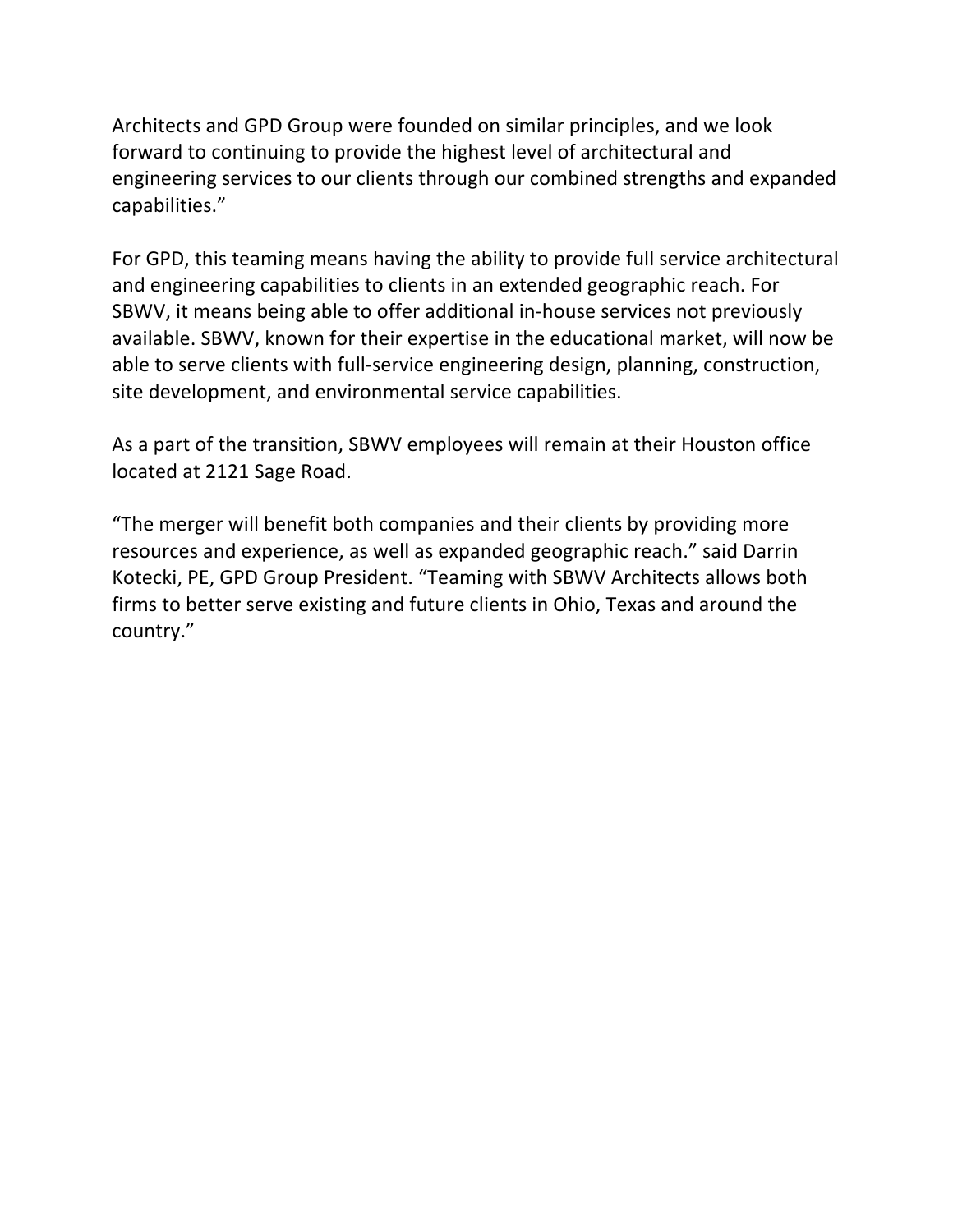Architects and GPD Group were founded on similar principles, and we look forward to continuing to provide the highest level of architectural and engineering services to our clients through our combined strengths and expanded capabilities."

For GPD, this teaming means having the ability to provide full service architectural and engineering capabilities to clients in an extended geographic reach. For SBWV, it means being able to offer additional in-house services not previously available. SBWV, known for their expertise in the educational market, will now be able to serve clients with full-service engineering design, planning, construction, site development, and environmental service capabilities.

As a part of the transition, SBWV employees will remain at their Houston office located at 2121 Sage Road.

"The merger will benefit both companies and their clients by providing more resources and experience, as well as expanded geographic reach." said Darrin Kotecki, PE, GPD Group President. "Teaming with SBWV Architects allows both firms to better serve existing and future clients in Ohio, Texas and around the country."